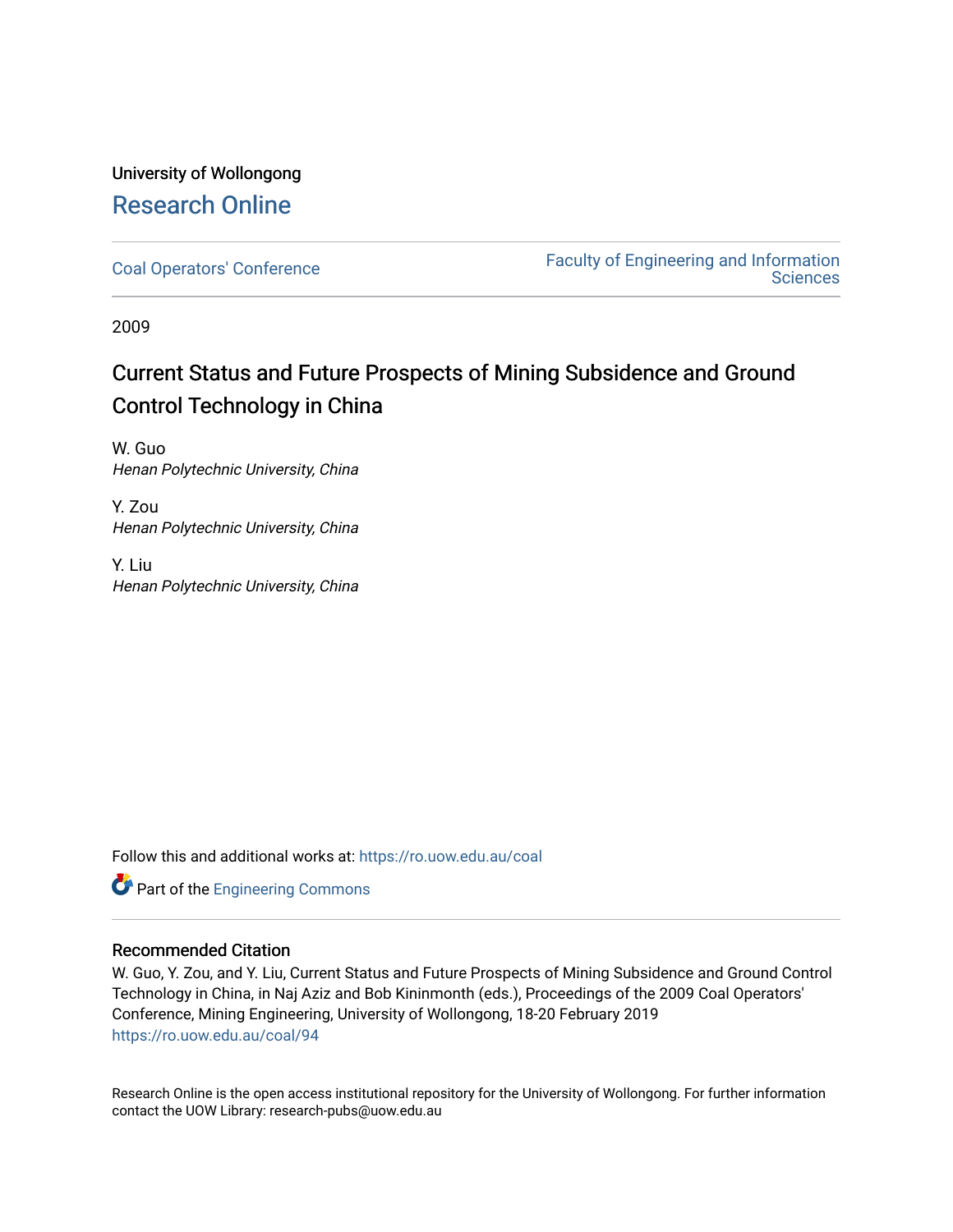University of Wollongong

# Research Online

Coal Operators' Conference

Faculty of Engineering and Information Sciences

2009

## Current Status and Future Prospects of Mining Subsidence and Ground Control Technology in China

W. Guo
*Henan Polytechnic University, China*

Y. Zou
*Henan Polytechnic University, China*

Y. Liu
*Henan Polytechnic University, China*

Follow this and additional works at: https://ro.uow.edu.au/coal

Part of the Engineering Commons

### Recommended Citation

W. Guo, Y. Zou, and Y. Liu, Current Status and Future Prospects of Mining Subsidence and Ground Control Technology in China, in Naj Aziz and Bob Kininmonth (eds.), Proceedings of the 2009 Coal Operators' Conference, Mining Engineering, University of Wollongong, 18-20 February 2019
https://ro.uow.edu.au/coal/94

Research Online is the open access institutional repository for the University of Wollongong. For further information contact the UOW Library: research-pubs@uow.edu.au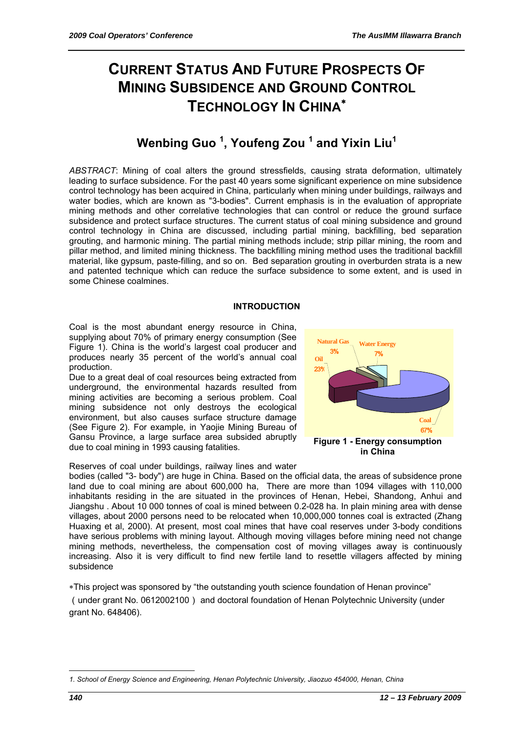# CURRENT STATUS AND FUTURE PROSPECTS OF MINING SUBSIDENCE AND GROUND CONTROL TECHNOLOGY IN CHINA*

## Wenbing Guo [1], Youfeng Zou [1] and Yixin Liu[1]

*ABSTRACT*: Mining of coal alters the ground stressfields, causing strata deformation, ultimately leading to surface subsidence. For the past 40 years some significant experience on mine subsidence control technology has been acquired in China, particularly when mining under buildings, railways and water bodies, which are known as "3-bodies". Current emphasis is in the evaluation of appropriate mining methods and other correlative technologies that can control or reduce the ground surface subsidence and protect surface structures. The current status of coal mining subsidence and ground control technology in China are discussed, including partial mining, backfilling, bed separation grouting, and harmonic mining. The partial mining methods include; strip pillar mining, the room and pillar method, and limited mining thickness. The backfilling mining method uses the traditional backfill material, like gypsum, paste-filling, and so on. Bed separation grouting in overburden strata is a new and patented technique which can reduce the surface subsidence to some extent, and is used in some Chinese coalmines.

### INTRODUCTION

Coal is the most abundant energy resource in China, supplying about 70% of primary energy consumption (See Figure 1). China is the world's largest coal producer and produces nearly 35 percent of the world's annual coal production.

Due to a great deal of coal resources being extracted from underground, the environmental hazards resulted from mining activities are becoming a serious problem. Coal mining subsidence not only destroys the ecological environment, but also causes surface structure damage (See Figure 2). For example, in Yaojie Mining Bureau of Gansu Province, a large surface area subsided abruptly due to coal mining in 1993 causing fatalities.

Natural Gas 3%
Water Energy 7%
Oil 23%
Coal 67%

**Figure 1 - Energy consumption in China**

Reserves of coal under buildings, railway lines and water bodies (called "3- body") are huge in China. Based on the official data, the areas of subsidence prone land due to coal mining are about 600,000 ha, There are more than 1094 villages with 110,000 inhabitants residing in the are situated in the provinces of Henan, Hebei, Shandong, Anhui and Jiangshu . About 10 000 tonnes of coal is mined between 0.2-028 ha. In plain mining area with dense villages, about 2000 persons need to be relocated when 10,000,000 tonnes coal is extracted (Zhang Huaxing et al, 2000). At present, most coal mines that have coal reserves under 3-body conditions have serious problems with mining layout. Although moving villages before mining need not change mining methods, nevertheless, the compensation cost of moving villages away is continuously increasing. Also it is very difficult to find new fertile land to resettle villagers affected by mining subsidence

*This project was sponsored by "the outstanding youth science foundation of Henan province" （under grant No. 0612002100） and doctoral foundation of Henan Polytechnic University (under grant No. 648406).

1. *School of Energy Science and Engineering, Henan Polytechnic University, Jiaozuo 454000, Henan, China*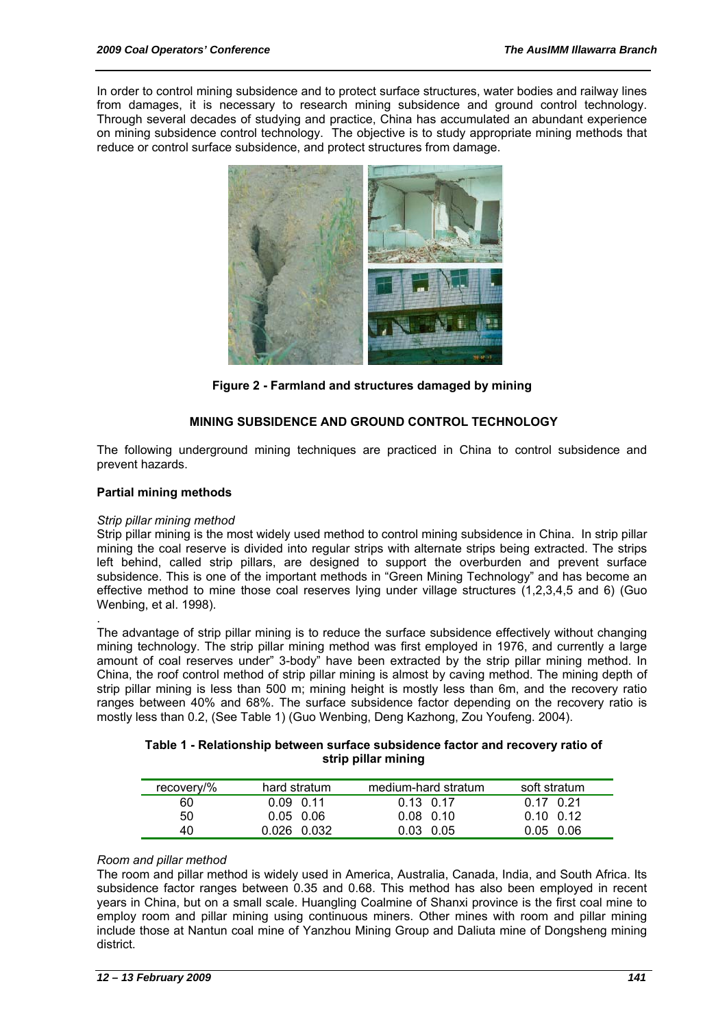In order to control mining subsidence and to protect surface structures, water bodies and railway lines from damages, it is necessary to research mining subsidence and ground control technology. Through several decades of studying and practice, China has accumulated an abundant experience on mining subsidence control technology. The objective is to study appropriate mining methods that reduce or control surface subsidence, and protect structures from damage.

**Figure 2 - Farmland and structures damaged by mining**

## MINING SUBSIDENCE AND GROUND CONTROL TECHNOLOGY

The following underground mining techniques are practiced in China to control subsidence and prevent hazards.

### Partial mining methods

*Strip pillar mining method*

Strip pillar mining is the most widely used method to control mining subsidence in China. In strip pillar mining the coal reserve is divided into regular strips with alternate strips being extracted. The strips left behind, called strip pillars, are designed to support the overburden and prevent surface subsidence. This is one of the important methods in "Green Mining Technology" and has become an effective method to mine those coal reserves lying under village structures (1,2,3,4,5 and 6) (Guo Wenbing, et al. 1998).

.

The advantage of strip pillar mining is to reduce the surface subsidence effectively without changing mining technology. The strip pillar mining method was first employed in 1976, and currently a large amount of coal reserves under" 3-body" have been extracted by the strip pillar mining method. In China, the roof control method of strip pillar mining is almost by caving method. The mining depth of strip pillar mining is less than 500 m; mining height is mostly less than 6m, and the recovery ratio ranges between 40% and 68%. The surface subsidence factor depending on the recovery ratio is mostly less than 0.2, (See Table 1) (Guo Wenbing, Deng Kazhong, Zou Youfeng. 2004).

**Table 1 - Relationship between surface subsidence factor and recovery ratio of strip pillar mining**

| recovery/% | hard stratum | medium-hard stratum | soft stratum |
|---|---|---|---|
| 60 | 0.09 0.11 | 0.13 0.17 | 0.17 0.21 |
| 50 | 0.05 0.06 | 0.08 0.10 | 0.10 0.12 |
| 40 | 0.026 0.032 | 0.03 0.05 | 0.05 0.06 |

*Room and pillar method*

The room and pillar method is widely used in America, Australia, Canada, India, and South Africa. Its subsidence factor ranges between 0.35 and 0.68. This method has also been employed in recent years in China, but on a small scale. Huangling Coalmine of Shanxi province is the first coal mine to employ room and pillar mining using continuous miners. Other mines with room and pillar mining include those at Nantun coal mine of Yanzhou Mining Group and Daliuta mine of Dongsheng mining district.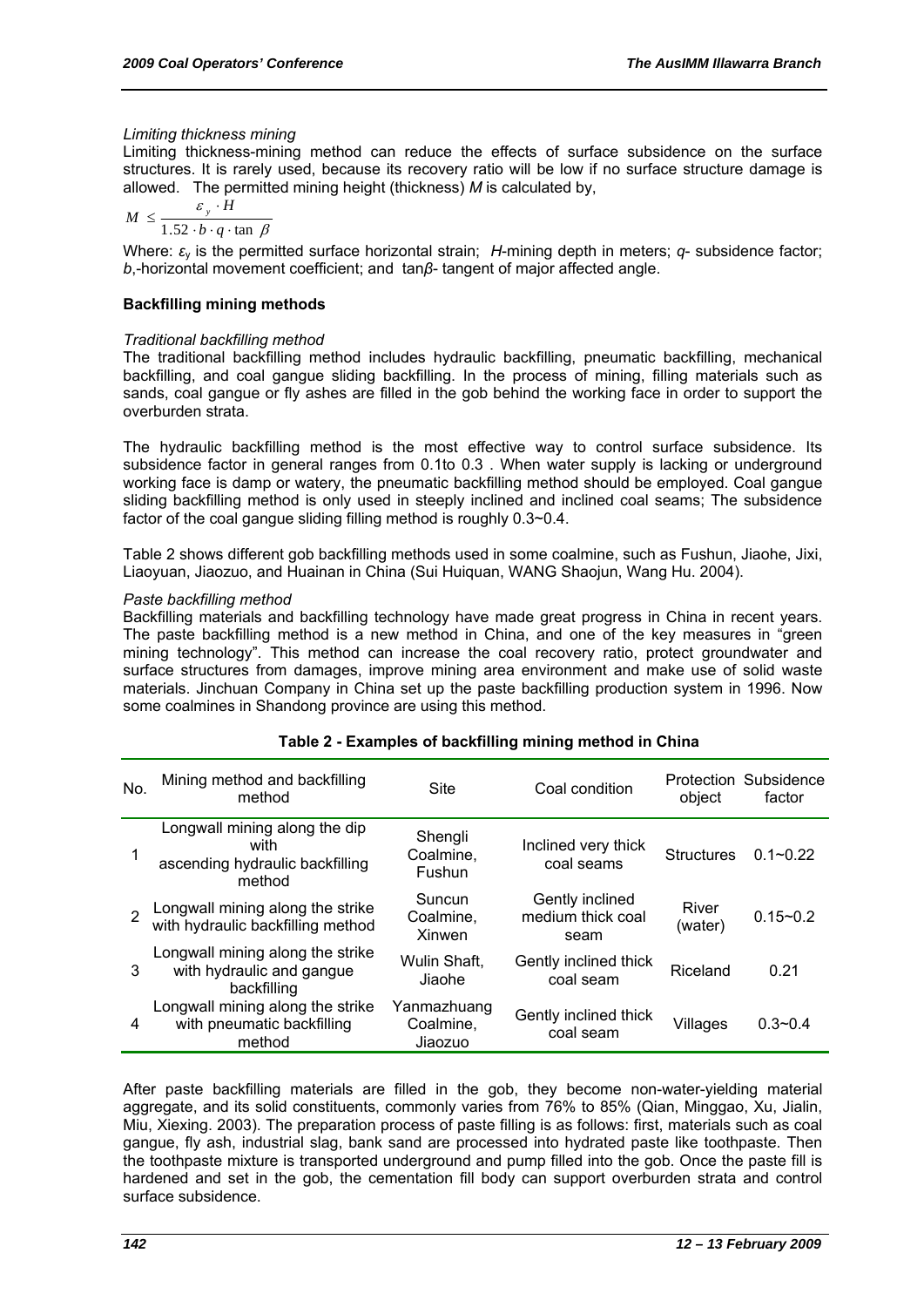*Limiting thickness mining*

Limiting thickness-mining method can reduce the effects of surface subsidence on the surface structures. It is rarely used, because its recovery ratio will be low if no surface structure damage is allowed. The permitted mining height (thickness) *M* is calculated by,

$$M \leq \frac{\varepsilon_y \cdot H}{1.52 \cdot b \cdot q \cdot \tan \beta}$$

Where: $\varepsilon_y$ is the permitted surface horizontal strain; *H*-mining depth in meters; *q*- subsidence factor; *b*,-horizontal movement coefficient; and $\tan\beta$- tangent of major affected angle.

**Backfilling mining methods**

*Traditional backfilling method*

The traditional backfilling method includes hydraulic backfilling, pneumatic backfilling, mechanical backfilling, and coal gangue sliding backfilling. In the process of mining, filling materials such as sands, coal gangue or fly ashes are filled in the gob behind the working face in order to support the overburden strata.

The hydraulic backfilling method is the most effective way to control surface subsidence. Its subsidence factor in general ranges from 0.1to 0.3 . When water supply is lacking or underground working face is damp or watery, the pneumatic backfilling method should be employed. Coal gangue sliding backfilling method is only used in steeply inclined and inclined coal seams; The subsidence factor of the coal gangue sliding filling method is roughly 0.3~0.4.

Table 2 shows different gob backfilling methods used in some coalmine, such as Fushun, Jiaohe, Jixi, Liaoyuan, Jiaozuo, and Huainan in China (Sui Huiquan, WANG Shaojun, Wang Hu. 2004).

*Paste backfilling method*

Backfilling materials and backfilling technology have made great progress in China in recent years. The paste backfilling method is a new method in China, and one of the key measures in "green mining technology". This method can increase the coal recovery ratio, protect groundwater and surface structures from damages, improve mining area environment and make use of solid waste materials. Jinchuan Company in China set up the paste backfilling production system in 1996. Now some coalmines in Shandong province are using this method.

**Table 2 - Examples of backfilling mining method in China**

| No. | Mining method and backfilling method | Site | Coal condition | Protection object | Subsidence factor |
|---|---|---|---|---|---|
| 1 | Longwall mining along the dip with ascending hydraulic backfilling method | Shengli Coalmine, Fushun | Inclined very thick coal seams | Structures | 0.1~0.22 |
| 2 | Longwall mining along the strike with hydraulic backfilling method | Suncun Coalmine, Xinwen | Gently inclined medium thick coal seam | River (water) | 0.15~0.2 |
| 3 | Longwall mining along the strike with hydraulic and gangue backfilling | Wulin Shaft, Jiaohe | Gently inclined thick coal seam | Riceland | 0.21 |
| 4 | Longwall mining along the strike with pneumatic backfilling method | Yanmazhuang Coalmine, Jiaozuo | Gently inclined thick coal seam | Villages | 0.3~0.4 |

After paste backfilling materials are filled in the gob, they become non-water-yielding material aggregate, and its solid constituents, commonly varies from 76% to 85% (Qian, Minggao, Xu, Jialin, Miu, Xiexing. 2003). The preparation process of paste filling is as follows: first, materials such as coal gangue, fly ash, industrial slag, bank sand are processed into hydrated paste like toothpaste. Then the toothpaste mixture is transported underground and pump filled into the gob. Once the paste fill is hardened and set in the gob, the cementation fill body can support overburden strata and control surface subsidence.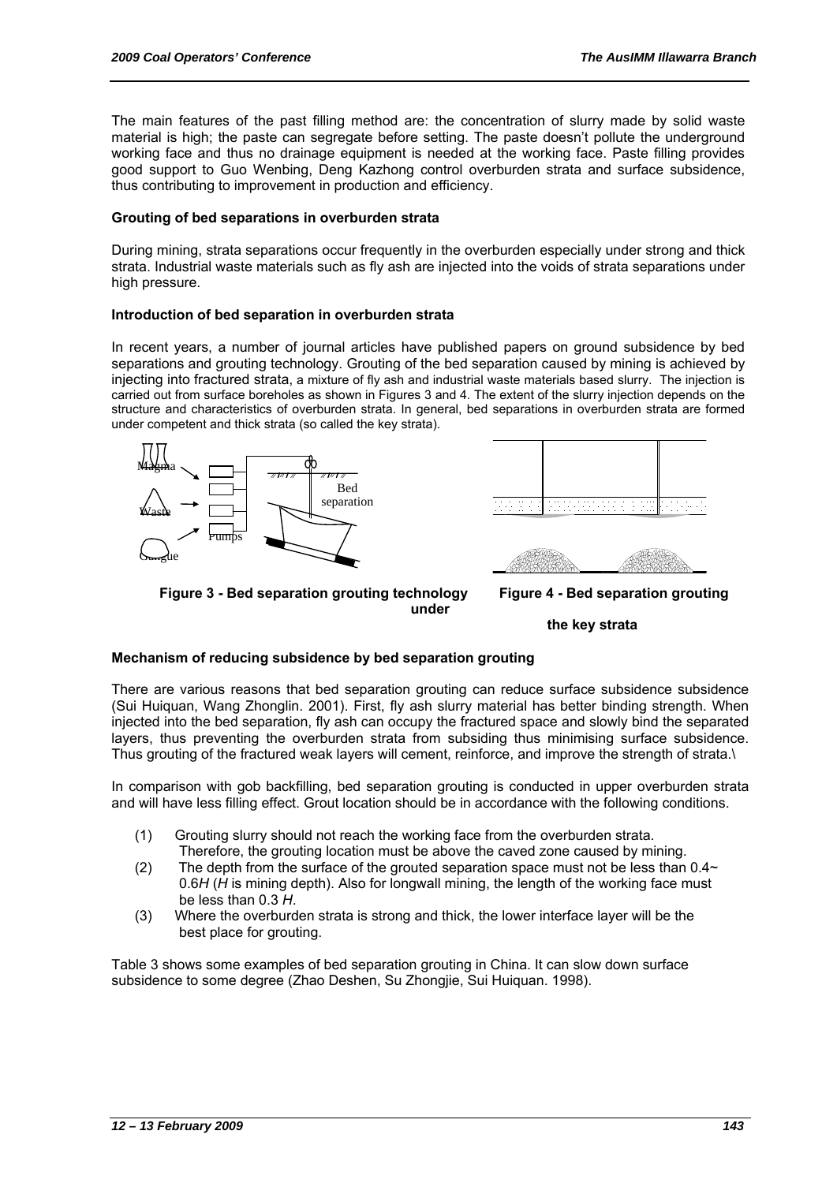The main features of the past filling method are: the concentration of slurry made by solid waste material is high; the paste can segregate before setting. The paste doesn't pollute the underground working face and thus no drainage equipment is needed at the working face. Paste filling provides good support to Guo Wenbing, Deng Kazhong control overburden strata and surface subsidence, thus contributing to improvement in production and efficiency.

**Grouting of bed separations in overburden strata**

During mining, strata separations occur frequently in the overburden especially under strong and thick strata. Industrial waste materials such as fly ash are injected into the voids of strata separations under high pressure.

**Introduction of bed separation in overburden strata**

In recent years, a number of journal articles have published papers on ground subsidence by bed separations and grouting technology. Grouting of the bed separation caused by mining is achieved by injecting into fractured strata, a mixture of fly ash and industrial waste materials based slurry. The injection is carried out from surface boreholes as shown in Figures 3 and 4. The extent of the slurry injection depends on the structure and characteristics of overburden strata. In general, bed separations in overburden strata are formed under competent and thick strata (so called the key strata).

Magma

Waste

Gangue

Pumps

Bed separation

**Figure 3 - Bed separation grouting technology**

**Figure 4 - Bed separation grouting under the key strata**

**Mechanism of reducing subsidence by bed separation grouting**

There are various reasons that bed separation grouting can reduce surface subsidence subsidence (Sui Huiquan, Wang Zhonglin. 2001). First, fly ash slurry material has better binding strength. When injected into the bed separation, fly ash can occupy the fractured space and slowly bind the separated layers, thus preventing the overburden strata from subsiding thus minimising surface subsidence. Thus grouting of the fractured weak layers will cement, reinforce, and improve the strength of strata.\

In comparison with gob backfilling, bed separation grouting is conducted in upper overburden strata and will have less filling effect. Grout location should be in accordance with the following conditions.

(1) Grouting slurry should not reach the working face from the overburden strata. Therefore, the grouting location must be above the caved zone caused by mining.
(2) The depth from the surface of the grouted separation space must not be less than 0.4~ 0.6*H* (*H* is mining depth). Also for longwall mining, the length of the working face must be less than 0.3 *H*.
(3) Where the overburden strata is strong and thick, the lower interface layer will be the best place for grouting.

Table 3 shows some examples of bed separation grouting in China. It can slow down surface subsidence to some degree (Zhao Deshen, Su Zhongjie, Sui Huiquan. 1998).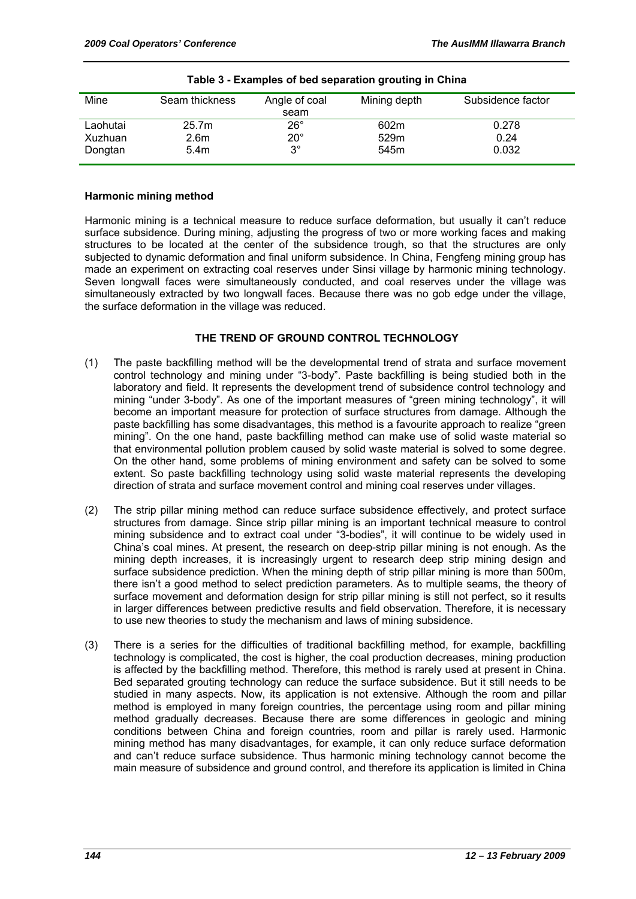**Table 3 - Examples of bed separation grouting in China**

| Mine | Seam thickness | Angle of coal seam | Mining depth | Subsidence factor |
|---|---|---|---|---|
| Laohutai | 25.7m | 26° | 602m | 0.278 |
| Xuzhuan | 2.6m | 20° | 529m | 0.24 |
| Dongtan | 5.4m | 3° | 545m | 0.032 |

### Harmonic mining method

Harmonic mining is a technical measure to reduce surface deformation, but usually it can't reduce surface subsidence. During mining, adjusting the progress of two or more working faces and making structures to be located at the center of the subsidence trough, so that the structures are only subjected to dynamic deformation and final uniform subsidence. In China, Fengfeng mining group has made an experiment on extracting coal reserves under Sinsi village by harmonic mining technology. Seven longwall faces were simultaneously conducted, and coal reserves under the village was simultaneously extracted by two longwall faces. Because there was no gob edge under the village, the surface deformation in the village was reduced.

## THE TREND OF GROUND CONTROL TECHNOLOGY

(1) The paste backfilling method will be the developmental trend of strata and surface movement control technology and mining under "3-body". Paste backfilling is being studied both in the laboratory and field. It represents the development trend of subsidence control technology and mining "under 3-body". As one of the important measures of "green mining technology", it will become an important measure for protection of surface structures from damage. Although the paste backfilling has some disadvantages, this method is a favourite approach to realize "green mining". On the one hand, paste backfilling method can make use of solid waste material so that environmental pollution problem caused by solid waste material is solved to some degree. On the other hand, some problems of mining environment and safety can be solved to some extent. So paste backfilling technology using solid waste material represents the developing direction of strata and surface movement control and mining coal reserves under villages.

(2) The strip pillar mining method can reduce surface subsidence effectively, and protect surface structures from damage. Since strip pillar mining is an important technical measure to control mining subsidence and to extract coal under "3-bodies", it will continue to be widely used in China's coal mines. At present, the research on deep-strip pillar mining is not enough. As the mining depth increases, it is increasingly urgent to research deep strip mining design and surface subsidence prediction. When the mining depth of strip pillar mining is more than 500m, there isn't a good method to select prediction parameters. As to multiple seams, the theory of surface movement and deformation design for strip pillar mining is still not perfect, so it results in larger differences between predictive results and field observation. Therefore, it is necessary to use new theories to study the mechanism and laws of mining subsidence.

(3) There is a series for the difficulties of traditional backfilling method, for example, backfilling technology is complicated, the cost is higher, the coal production decreases, mining production is affected by the backfilling method. Therefore, this method is rarely used at present in China. Bed separated grouting technology can reduce the surface subsidence. But it still needs to be studied in many aspects. Now, its application is not extensive. Although the room and pillar method is employed in many foreign countries, the percentage using room and pillar mining method gradually decreases. Because there are some differences in geologic and mining conditions between China and foreign countries, room and pillar is rarely used. Harmonic mining method has many disadvantages, for example, it can only reduce surface deformation and can't reduce surface subsidence. Thus harmonic mining technology cannot become the main measure of subsidence and ground control, and therefore its application is limited in China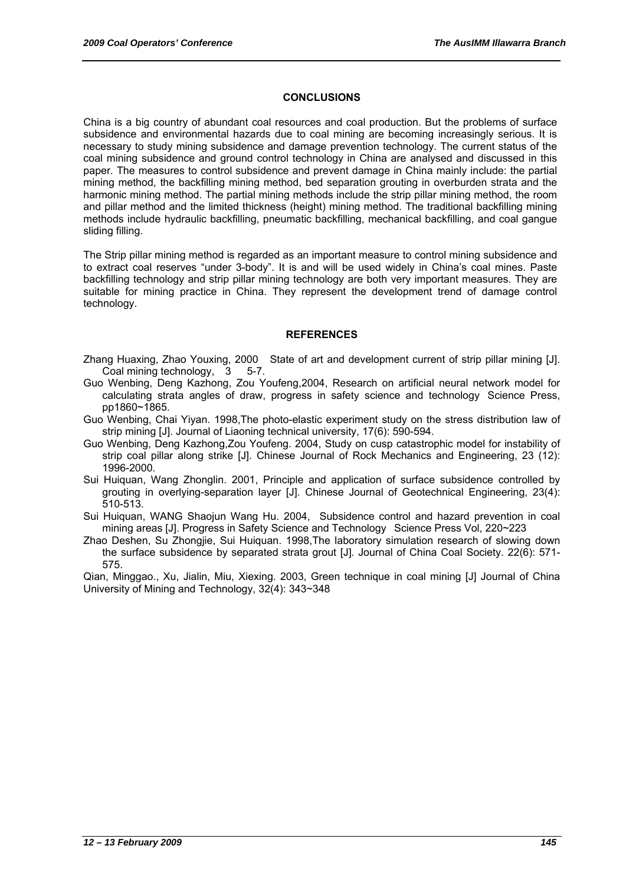## CONCLUSIONS

China is a big country of abundant coal resources and coal production. But the problems of surface subsidence and environmental hazards due to coal mining are becoming increasingly serious. It is necessary to study mining subsidence and damage prevention technology. The current status of the coal mining subsidence and ground control technology in China are analysed and discussed in this paper. The measures to control subsidence and prevent damage in China mainly include: the partial mining method, the backfilling mining method, bed separation grouting in overburden strata and the harmonic mining method. The partial mining methods include the strip pillar mining method, the room and pillar method and the limited thickness (height) mining method. The traditional backfilling mining methods include hydraulic backfilling, pneumatic backfilling, mechanical backfilling, and coal gangue sliding filling.

The Strip pillar mining method is regarded as an important measure to control mining subsidence and to extract coal reserves "under 3-body". It is and will be used widely in China's coal mines. Paste backfilling technology and strip pillar mining technology are both very important measures. They are suitable for mining practice in China. They represent the development trend of damage control technology.

## REFERENCES

Zhang Huaxing, Zhao Youxing, 2000 State of art and development current of strip pillar mining [J]. Coal mining technology, 3 5-7.

Guo Wenbing, Deng Kazhong, Zou Youfeng,2004, Research on artificial neural network model for calculating strata angles of draw, progress in safety science and technology Science Press, pp1860~1865.

Guo Wenbing, Chai Yiyan. 1998,The photo-elastic experiment study on the stress distribution law of strip mining [J]. Journal of Liaoning technical university, 17(6): 590-594.

Guo Wenbing, Deng Kazhong,Zou Youfeng. 2004, Study on cusp catastrophic model for instability of strip coal pillar along strike [J]. Chinese Journal of Rock Mechanics and Engineering, 23 (12): 1996-2000.

Sui Huiquan, Wang Zhonglin. 2001, Principle and application of surface subsidence controlled by grouting in overlying-separation layer [J]. Chinese Journal of Geotechnical Engineering, 23(4): 510-513.

Sui Huiquan, WANG Shaojun Wang Hu. 2004, Subsidence control and hazard prevention in coal mining areas [J]. Progress in Safety Science and Technology Science Press Vol, 220~223

Zhao Deshen, Su Zhongjie, Sui Huiquan. 1998,The laboratory simulation research of slowing down the surface subsidence by separated strata grout [J]. Journal of China Coal Society. 22(6): 571-575.

Qian, Minggao., Xu, Jialin, Miu, Xiexing. 2003, Green technique in coal mining [J] Journal of China University of Mining and Technology, 32(4): 343~348